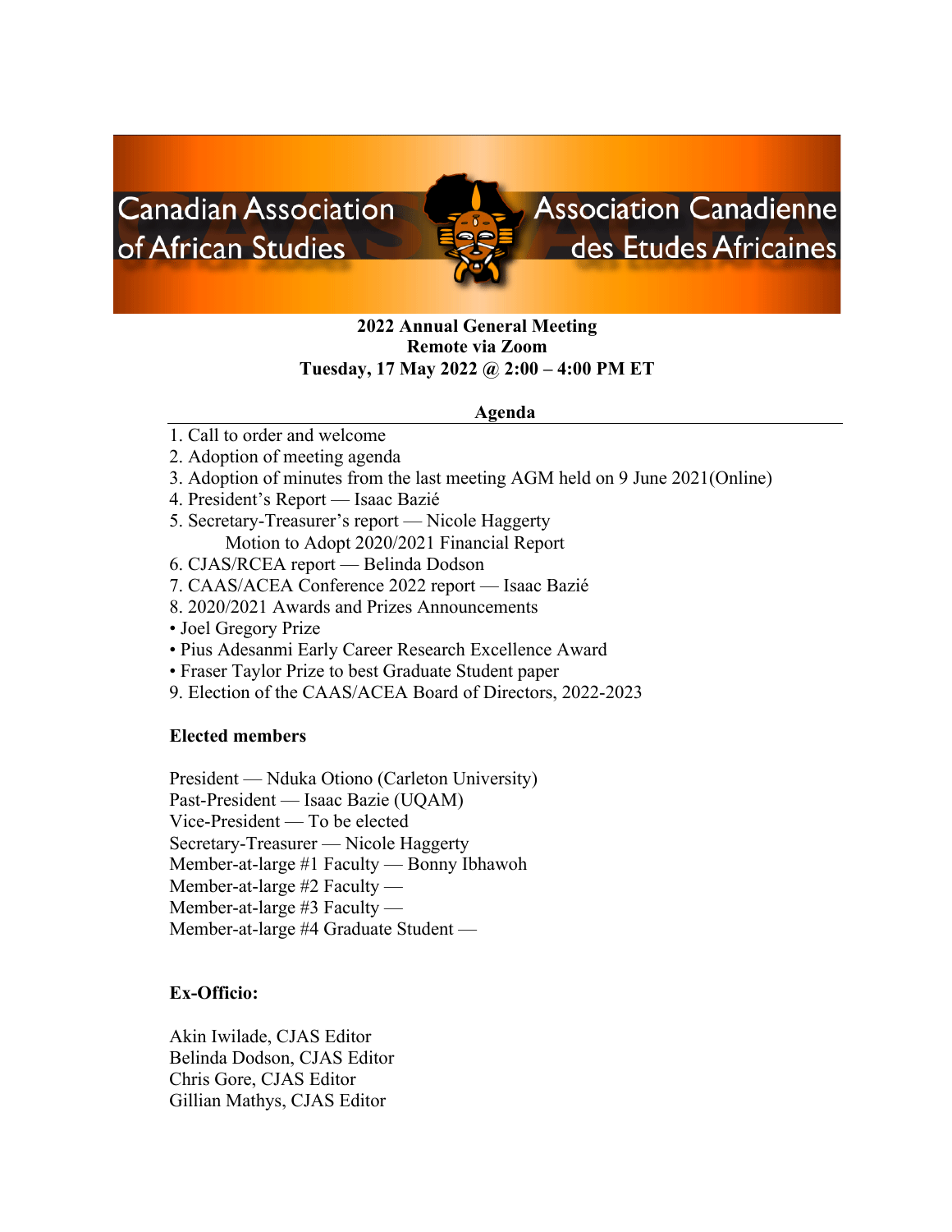Canadian Association of African Studies — Association Canadienne des Etudes Africaines

**2022 Annual General Meeting**
**Remote via Zoom**
**Tuesday, 17 May 2022 @ 2:00 – 4:00 PM ET**

## Agenda

1. Call to order and welcome
2. Adoption of meeting agenda
3. Adoption of minutes from the last meeting AGM held on 9 June 2021(Online)
4. President's Report — Isaac Bazié
5. Secretary-Treasurer's report — Nicole Haggerty
   Motion to Adopt 2020/2021 Financial Report
6. CJAS/RCEA report — Belinda Dodson
7. CAAS/ACEA Conference 2022 report — Isaac Bazié
8. 2020/2021 Awards and Prizes Announcements

- Joel Gregory Prize
- Pius Adesanmi Early Career Research Excellence Award
- Fraser Taylor Prize to best Graduate Student paper

9. Election of the CAAS/ACEA Board of Directors, 2022-2023

**Elected members**

President — Nduka Otiono (Carleton University)
Past-President — Isaac Bazie (UQAM)
Vice-President — To be elected
Secretary-Treasurer — Nicole Haggerty
Member-at-large #1 Faculty — Bonny Ibhawoh
Member-at-large #2 Faculty —
Member-at-large #3 Faculty —
Member-at-large #4 Graduate Student —

**Ex-Officio:**

Akin Iwilade, CJAS Editor
Belinda Dodson, CJAS Editor
Chris Gore, CJAS Editor
Gillian Mathys, CJAS Editor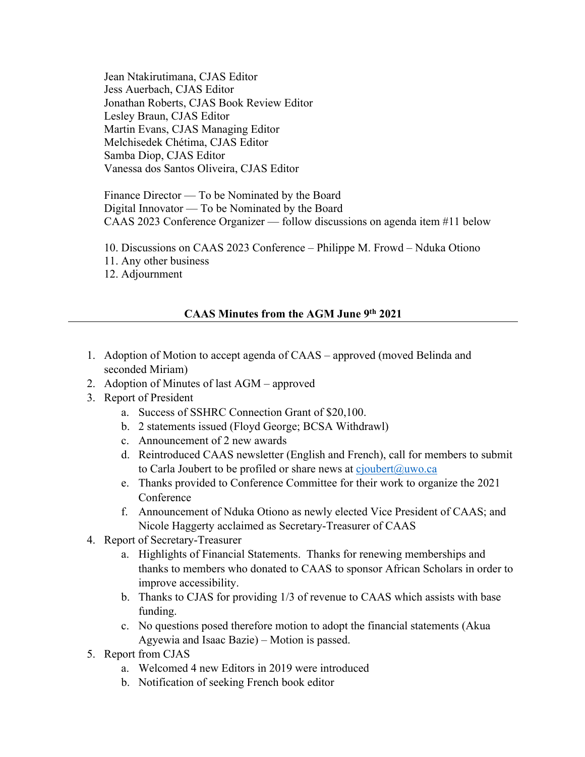Jean Ntakirutimana, CJAS Editor
Jess Auerbach, CJAS Editor
Jonathan Roberts, CJAS Book Review Editor
Lesley Braun, CJAS Editor
Martin Evans, CJAS Managing Editor
Melchisedek Chétima, CJAS Editor
Samba Diop, CJAS Editor
Vanessa dos Santos Oliveira, CJAS Editor

Finance Director — To be Nominated by the Board
Digital Innovator — To be Nominated by the Board
CAAS 2023 Conference Organizer — follow discussions on agenda item #11 below

10. Discussions on CAAS 2023 Conference – Philippe M. Frowd – Nduka Otiono
11. Any other business
12. Adjournment

## CAAS Minutes from the AGM June 9th 2021

1. Adoption of Motion to accept agenda of CAAS – approved (moved Belinda and seconded Miriam)
2. Adoption of Minutes of last AGM – approved
3. Report of President
   a. Success of SSHRC Connection Grant of $20,100.
   b. 2 statements issued (Floyd George; BCSA Withdrawl)
   c. Announcement of 2 new awards
   d. Reintroduced CAAS newsletter (English and French), call for members to submit to Carla Joubert to be profiled or share news at cjoubert@uwo.ca
   e. Thanks provided to Conference Committee for their work to organize the 2021 Conference
   f. Announcement of Nduka Otiono as newly elected Vice President of CAAS; and Nicole Haggerty acclaimed as Secretary-Treasurer of CAAS
4. Report of Secretary-Treasurer
   a. Highlights of Financial Statements. Thanks for renewing memberships and thanks to members who donated to CAAS to sponsor African Scholars in order to improve accessibility.
   b. Thanks to CJAS for providing 1/3 of revenue to CAAS which assists with base funding.
   c. No questions posed therefore motion to adopt the financial statements (Akua Agyewia and Isaac Bazie) – Motion is passed.
5. Report from CJAS
   a. Welcomed 4 new Editors in 2019 were introduced
   b. Notification of seeking French book editor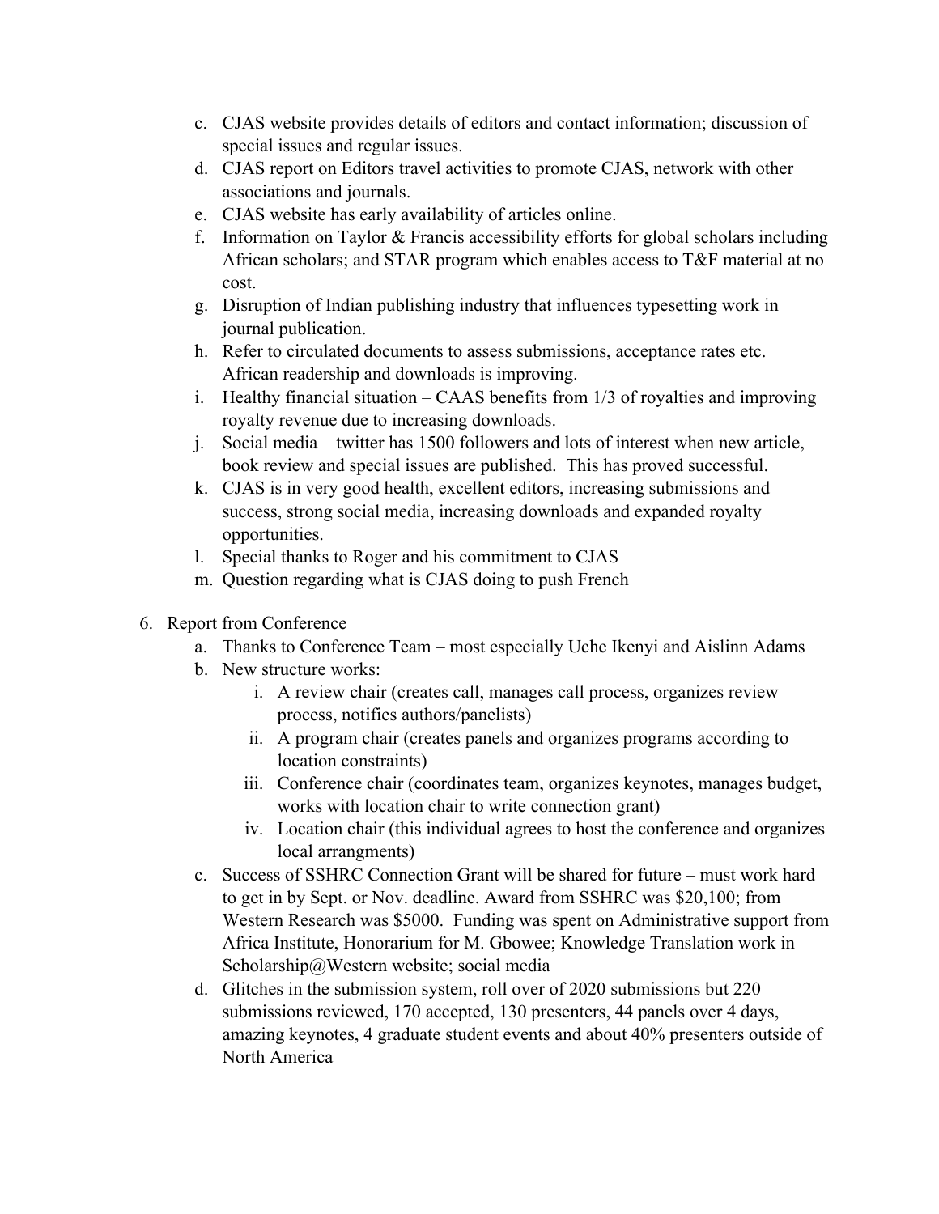c. CJAS website provides details of editors and contact information; discussion of special issues and regular issues.
d. CJAS report on Editors travel activities to promote CJAS, network with other associations and journals.
e. CJAS website has early availability of articles online.
f. Information on Taylor & Francis accessibility efforts for global scholars including African scholars; and STAR program which enables access to T&F material at no cost.
g. Disruption of Indian publishing industry that influences typesetting work in journal publication.
h. Refer to circulated documents to assess submissions, acceptance rates etc. African readership and downloads is improving.
i. Healthy financial situation – CAAS benefits from 1/3 of royalties and improving royalty revenue due to increasing downloads.
j. Social media – twitter has 1500 followers and lots of interest when new article, book review and special issues are published. This has proved successful.
k. CJAS is in very good health, excellent editors, increasing submissions and success, strong social media, increasing downloads and expanded royalty opportunities.
l. Special thanks to Roger and his commitment to CJAS
m. Question regarding what is CJAS doing to push French

6. Report from Conference
    a. Thanks to Conference Team – most especially Uche Ikenyi and Aislinn Adams
    b. New structure works:
        i. A review chair (creates call, manages call process, organizes review process, notifies authors/panelists)
        ii. A program chair (creates panels and organizes programs according to location constraints)
        iii. Conference chair (coordinates team, organizes keynotes, manages budget, works with location chair to write connection grant)
        iv. Location chair (this individual agrees to host the conference and organizes local arrangments)
    c. Success of SSHRC Connection Grant will be shared for future – must work hard to get in by Sept. or Nov. deadline. Award from SSHRC was $20,100; from Western Research was $5000. Funding was spent on Administrative support from Africa Institute, Honorarium for M. Gbowee; Knowledge Translation work in Scholarship@Western website; social media
    d. Glitches in the submission system, roll over of 2020 submissions but 220 submissions reviewed, 170 accepted, 130 presenters, 44 panels over 4 days, amazing keynotes, 4 graduate student events and about 40% presenters outside of North America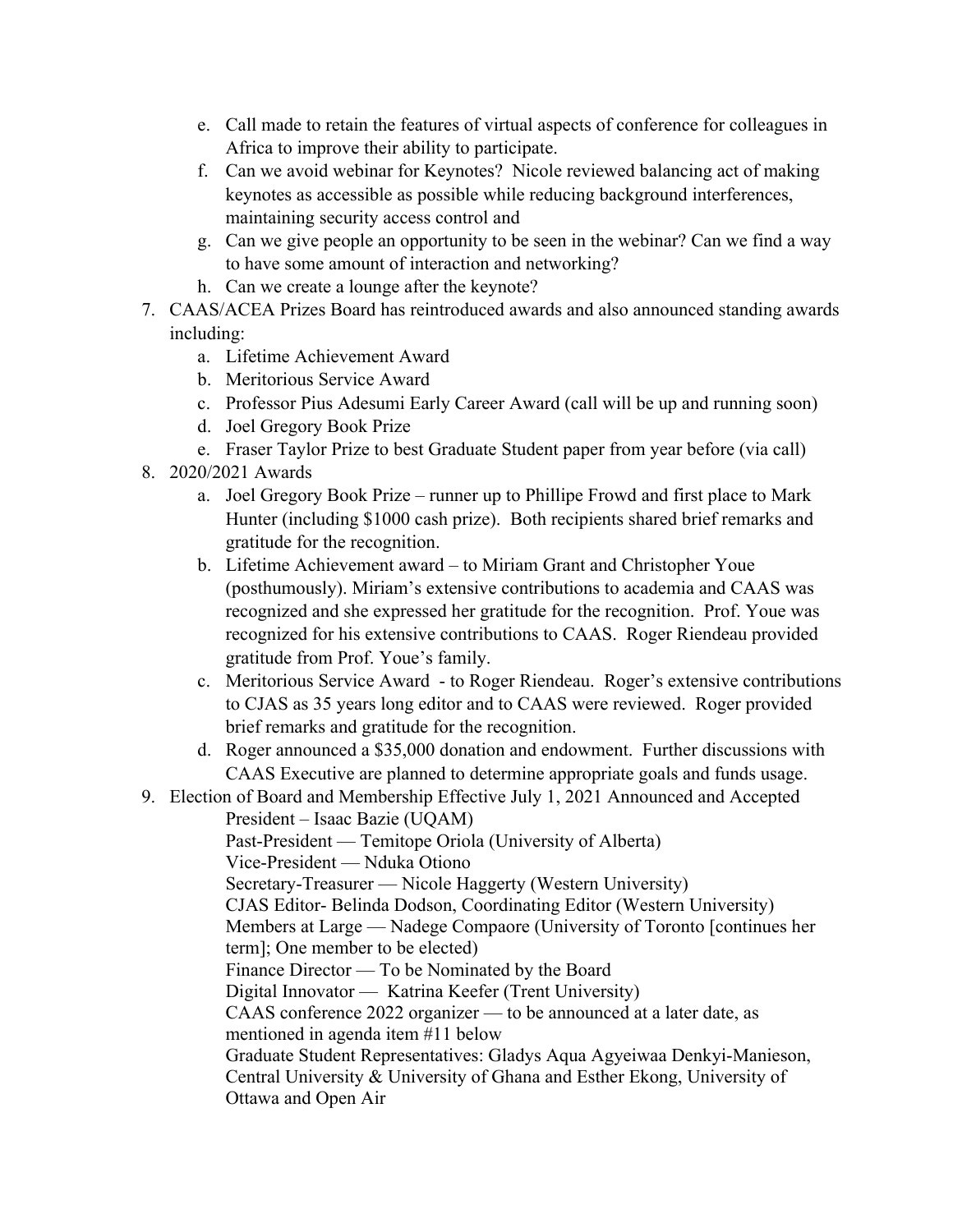e. Call made to retain the features of virtual aspects of conference for colleagues in Africa to improve their ability to participate.
   f. Can we avoid webinar for Keynotes? Nicole reviewed balancing act of making keynotes as accessible as possible while reducing background interferences, maintaining security access control and
   g. Can we give people an opportunity to be seen in the webinar? Can we find a way to have some amount of interaction and networking?
   h. Can we create a lounge after the keynote?

7. CAAS/ACEA Prizes Board has reintroduced awards and also announced standing awards including:
   a. Lifetime Achievement Award
   b. Meritorious Service Award
   c. Professor Pius Adesumi Early Career Award (call will be up and running soon)
   d. Joel Gregory Book Prize
   e. Fraser Taylor Prize to best Graduate Student paper from year before (via call)
8. 2020/2021 Awards
   a. Joel Gregory Book Prize – runner up to Phillipe Frowd and first place to Mark Hunter (including $1000 cash prize). Both recipients shared brief remarks and gratitude for the recognition.
   b. Lifetime Achievement award – to Miriam Grant and Christopher Youe (posthumously). Miriam's extensive contributions to academia and CAAS was recognized and she expressed her gratitude for the recognition. Prof. Youe was recognized for his extensive contributions to CAAS. Roger Riendeau provided gratitude from Prof. Youe's family.
   c. Meritorious Service Award - to Roger Riendeau. Roger's extensive contributions to CJAS as 35 years long editor and to CAAS were reviewed. Roger provided brief remarks and gratitude for the recognition.
   d. Roger announced a $35,000 donation and endowment. Further discussions with CAAS Executive are planned to determine appropriate goals and funds usage.
9. Election of Board and Membership Effective July 1, 2021 Announced and Accepted

   President – Isaac Bazie (UQAM)
   Past-President — Temitope Oriola (University of Alberta)
   Vice-President — Nduka Otiono
   Secretary-Treasurer — Nicole Haggerty (Western University)
   CJAS Editor- Belinda Dodson, Coordinating Editor (Western University)
   Members at Large — Nadege Compaore (University of Toronto [continues her term]; One member to be elected)
   Finance Director — To be Nominated by the Board
   Digital Innovator — Katrina Keefer (Trent University)
   CAAS conference 2022 organizer — to be announced at a later date, as mentioned in agenda item #11 below
   Graduate Student Representatives: Gladys Aqua Agyeiwaa Denkyi-Manieson, Central University & University of Ghana and Esther Ekong, University of Ottawa and Open Air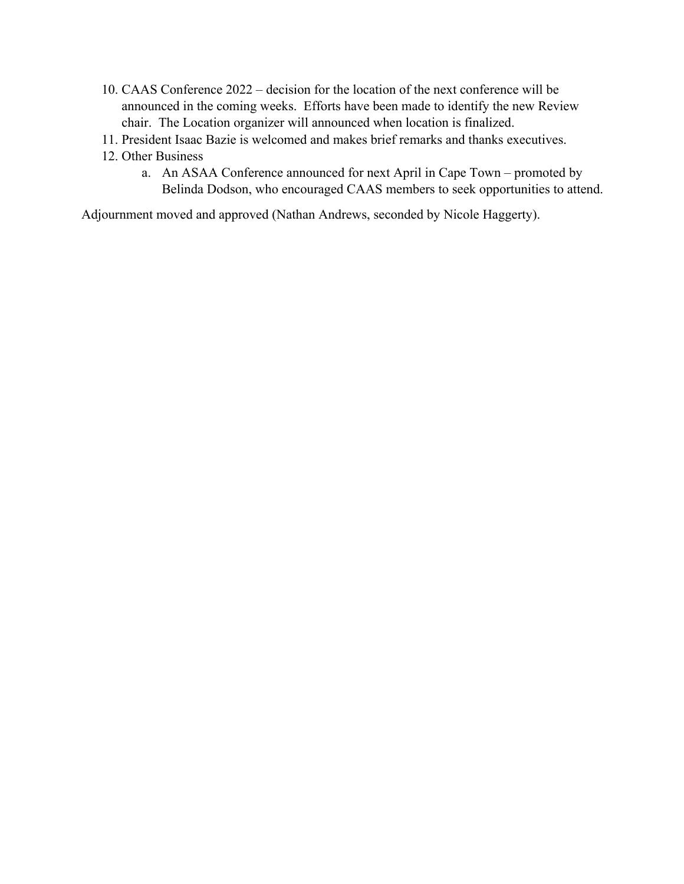10. CAAS Conference 2022 – decision for the location of the next conference will be announced in the coming weeks. Efforts have been made to identify the new Review chair. The Location organizer will announced when location is finalized.
11. President Isaac Bazie is welcomed and makes brief remarks and thanks executives.
12. Other Business
    a. An ASAA Conference announced for next April in Cape Town – promoted by Belinda Dodson, who encouraged CAAS members to seek opportunities to attend.

Adjournment moved and approved (Nathan Andrews, seconded by Nicole Haggerty).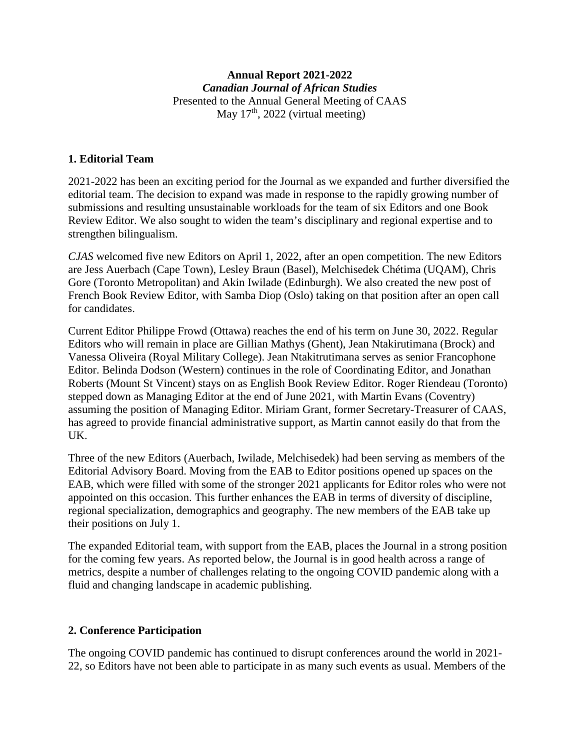**Annual Report 2021-2022**
***Canadian Journal of African Studies***
Presented to the Annual General Meeting of CAAS
May 17th, 2022 (virtual meeting)

## 1. Editorial Team

2021-2022 has been an exciting period for the Journal as we expanded and further diversified the editorial team. The decision to expand was made in response to the rapidly growing number of submissions and resulting unsustainable workloads for the team of six Editors and one Book Review Editor. We also sought to widen the team's disciplinary and regional expertise and to strengthen bilingualism.

*CJAS* welcomed five new Editors on April 1, 2022, after an open competition. The new Editors are Jess Auerbach (Cape Town), Lesley Braun (Basel), Melchisedek Chétima (UQAM), Chris Gore (Toronto Metropolitan) and Akin Iwilade (Edinburgh). We also created the new post of French Book Review Editor, with Samba Diop (Oslo) taking on that position after an open call for candidates.

Current Editor Philippe Frowd (Ottawa) reaches the end of his term on June 30, 2022. Regular Editors who will remain in place are Gillian Mathys (Ghent), Jean Ntakirutimana (Brock) and Vanessa Oliveira (Royal Military College). Jean Ntakitrutimana serves as senior Francophone Editor. Belinda Dodson (Western) continues in the role of Coordinating Editor, and Jonathan Roberts (Mount St Vincent) stays on as English Book Review Editor. Roger Riendeau (Toronto) stepped down as Managing Editor at the end of June 2021, with Martin Evans (Coventry) assuming the position of Managing Editor. Miriam Grant, former Secretary-Treasurer of CAAS, has agreed to provide financial administrative support, as Martin cannot easily do that from the UK.

Three of the new Editors (Auerbach, Iwilade, Melchisedek) had been serving as members of the Editorial Advisory Board. Moving from the EAB to Editor positions opened up spaces on the EAB, which were filled with some of the stronger 2021 applicants for Editor roles who were not appointed on this occasion. This further enhances the EAB in terms of diversity of discipline, regional specialization, demographics and geography. The new members of the EAB take up their positions on July 1.

The expanded Editorial team, with support from the EAB, places the Journal in a strong position for the coming few years. As reported below, the Journal is in good health across a range of metrics, despite a number of challenges relating to the ongoing COVID pandemic along with a fluid and changing landscape in academic publishing.

## 2. Conference Participation

The ongoing COVID pandemic has continued to disrupt conferences around the world in 2021-22, so Editors have not been able to participate in as many such events as usual. Members of the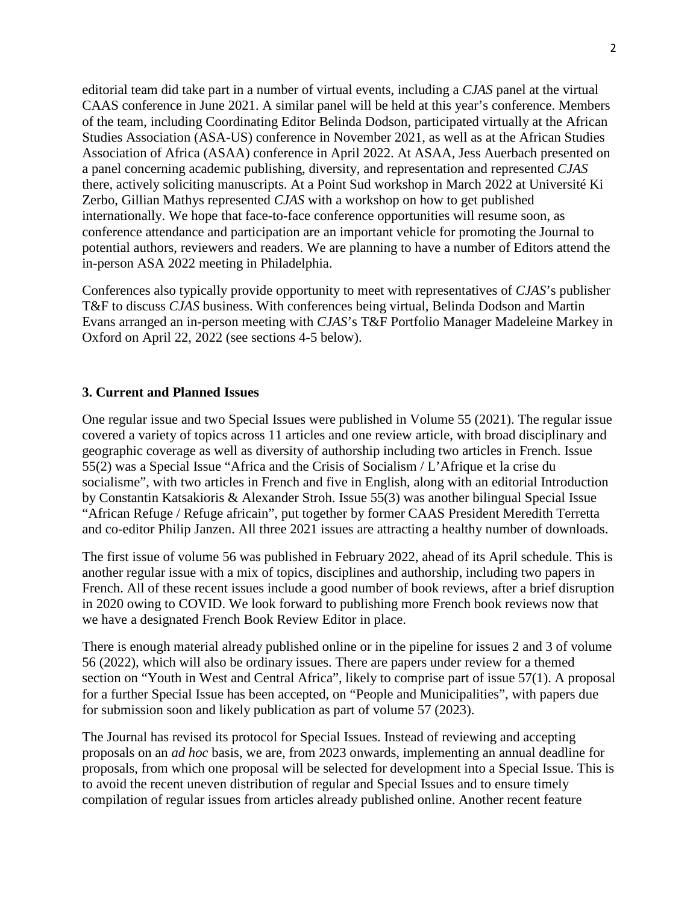editorial team did take part in a number of virtual events, including a *CJAS* panel at the virtual CAAS conference in June 2021. A similar panel will be held at this year's conference. Members of the team, including Coordinating Editor Belinda Dodson, participated virtually at the African Studies Association (ASA-US) conference in November 2021, as well as at the African Studies Association of Africa (ASAA) conference in April 2022. At ASAA, Jess Auerbach presented on a panel concerning academic publishing, diversity, and representation and represented *CJAS* there, actively soliciting manuscripts. At a Point Sud workshop in March 2022 at Université Ki Zerbo, Gillian Mathys represented *CJAS* with a workshop on how to get published internationally. We hope that face-to-face conference opportunities will resume soon, as conference attendance and participation are an important vehicle for promoting the Journal to potential authors, reviewers and readers. We are planning to have a number of Editors attend the in-person ASA 2022 meeting in Philadelphia.

Conferences also typically provide opportunity to meet with representatives of *CJAS*'s publisher T&F to discuss *CJAS* business. With conferences being virtual, Belinda Dodson and Martin Evans arranged an in-person meeting with *CJAS*'s T&F Portfolio Manager Madeleine Markey in Oxford on April 22, 2022 (see sections 4-5 below).

### 3. Current and Planned Issues

One regular issue and two Special Issues were published in Volume 55 (2021). The regular issue covered a variety of topics across 11 articles and one review article, with broad disciplinary and geographic coverage as well as diversity of authorship including two articles in French. Issue 55(2) was a Special Issue "Africa and the Crisis of Socialism / L'Afrique et la crise du socialisme", with two articles in French and five in English, along with an editorial Introduction by Constantin Katsakioris & Alexander Stroh. Issue 55(3) was another bilingual Special Issue "African Refuge / Refuge africain", put together by former CAAS President Meredith Terretta and co-editor Philip Janzen. All three 2021 issues are attracting a healthy number of downloads.

The first issue of volume 56 was published in February 2022, ahead of its April schedule. This is another regular issue with a mix of topics, disciplines and authorship, including two papers in French. All of these recent issues include a good number of book reviews, after a brief disruption in 2020 owing to COVID. We look forward to publishing more French book reviews now that we have a designated French Book Review Editor in place.

There is enough material already published online or in the pipeline for issues 2 and 3 of volume 56 (2022), which will also be ordinary issues. There are papers under review for a themed section on "Youth in West and Central Africa", likely to comprise part of issue 57(1). A proposal for a further Special Issue has been accepted, on "People and Municipalities", with papers due for submission soon and likely publication as part of volume 57 (2023).

The Journal has revised its protocol for Special Issues. Instead of reviewing and accepting proposals on an *ad hoc* basis, we are, from 2023 onwards, implementing an annual deadline for proposals, from which one proposal will be selected for development into a Special Issue. This is to avoid the recent uneven distribution of regular and Special Issues and to ensure timely compilation of regular issues from articles already published online. Another recent feature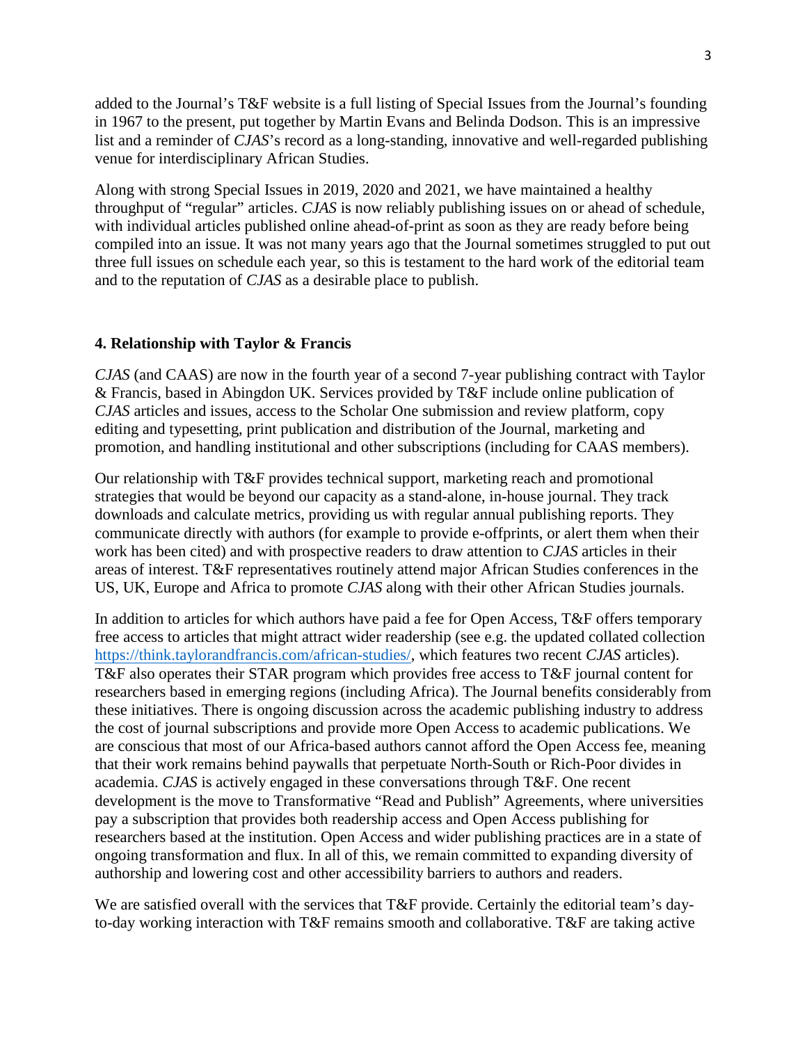added to the Journal's T&F website is a full listing of Special Issues from the Journal's founding in 1967 to the present, put together by Martin Evans and Belinda Dodson. This is an impressive list and a reminder of *CJAS*'s record as a long-standing, innovative and well-regarded publishing venue for interdisciplinary African Studies.

Along with strong Special Issues in 2019, 2020 and 2021, we have maintained a healthy throughput of "regular" articles. *CJAS* is now reliably publishing issues on or ahead of schedule, with individual articles published online ahead-of-print as soon as they are ready before being compiled into an issue. It was not many years ago that the Journal sometimes struggled to put out three full issues on schedule each year, so this is testament to the hard work of the editorial team and to the reputation of *CJAS* as a desirable place to publish.

## 4. Relationship with Taylor & Francis

*CJAS* (and CAAS) are now in the fourth year of a second 7-year publishing contract with Taylor & Francis, based in Abingdon UK. Services provided by T&F include online publication of *CJAS* articles and issues, access to the Scholar One submission and review platform, copy editing and typesetting, print publication and distribution of the Journal, marketing and promotion, and handling institutional and other subscriptions (including for CAAS members).

Our relationship with T&F provides technical support, marketing reach and promotional strategies that would be beyond our capacity as a stand-alone, in-house journal. They track downloads and calculate metrics, providing us with regular annual publishing reports. They communicate directly with authors (for example to provide e-offprints, or alert them when their work has been cited) and with prospective readers to draw attention to *CJAS* articles in their areas of interest. T&F representatives routinely attend major African Studies conferences in the US, UK, Europe and Africa to promote *CJAS* along with their other African Studies journals.

In addition to articles for which authors have paid a fee for Open Access, T&F offers temporary free access to articles that might attract wider readership (see e.g. the updated collated collection https://think.taylorandfrancis.com/african-studies/, which features two recent *CJAS* articles). T&F also operates their STAR program which provides free access to T&F journal content for researchers based in emerging regions (including Africa). The Journal benefits considerably from these initiatives. There is ongoing discussion across the academic publishing industry to address the cost of journal subscriptions and provide more Open Access to academic publications. We are conscious that most of our Africa-based authors cannot afford the Open Access fee, meaning that their work remains behind paywalls that perpetuate North-South or Rich-Poor divides in academia. *CJAS* is actively engaged in these conversations through T&F. One recent development is the move to Transformative "Read and Publish" Agreements, where universities pay a subscription that provides both readership access and Open Access publishing for researchers based at the institution. Open Access and wider publishing practices are in a state of ongoing transformation and flux. In all of this, we remain committed to expanding diversity of authorship and lowering cost and other accessibility barriers to authors and readers.

We are satisfied overall with the services that T&F provide. Certainly the editorial team's day-to-day working interaction with T&F remains smooth and collaborative. T&F are taking active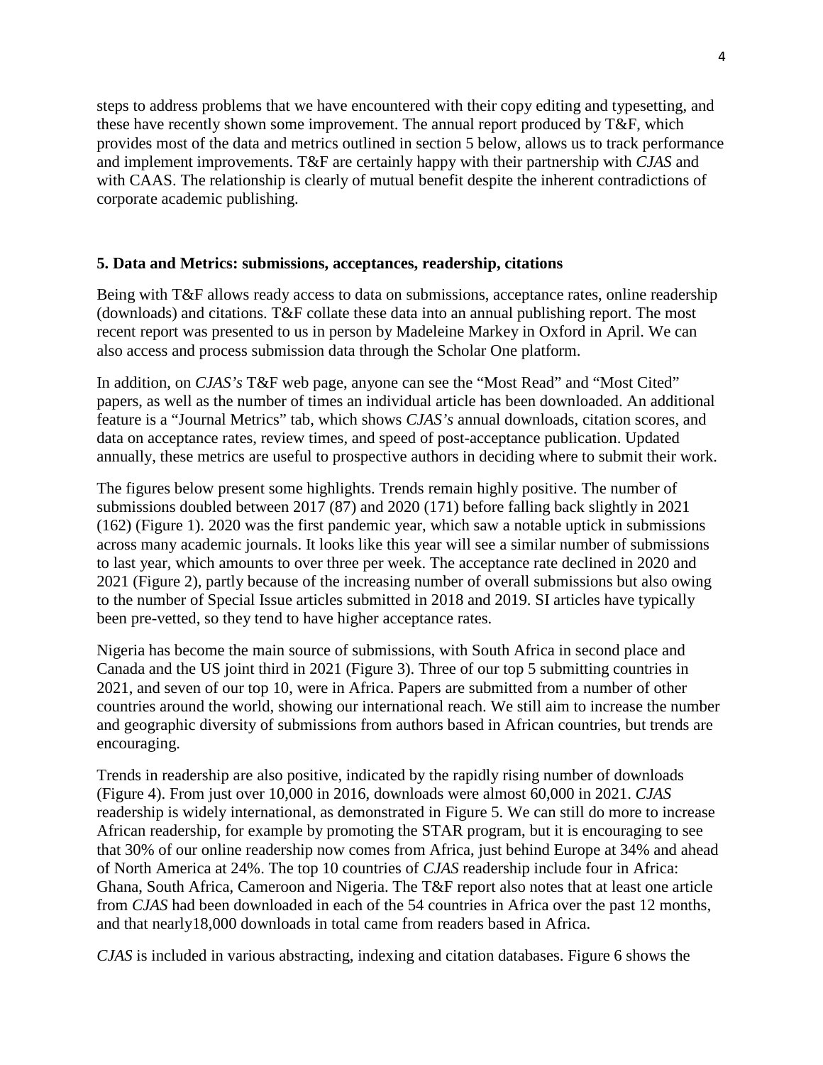steps to address problems that we have encountered with their copy editing and typesetting, and these have recently shown some improvement. The annual report produced by T&F, which provides most of the data and metrics outlined in section 5 below, allows us to track performance and implement improvements. T&F are certainly happy with their partnership with *CJAS* and with CAAS. The relationship is clearly of mutual benefit despite the inherent contradictions of corporate academic publishing.

## 5. Data and Metrics: submissions, acceptances, readership, citations

Being with T&F allows ready access to data on submissions, acceptance rates, online readership (downloads) and citations. T&F collate these data into an annual publishing report. The most recent report was presented to us in person by Madeleine Markey in Oxford in April. We can also access and process submission data through the Scholar One platform.

In addition, on *CJAS's* T&F web page, anyone can see the "Most Read" and "Most Cited" papers, as well as the number of times an individual article has been downloaded. An additional feature is a "Journal Metrics" tab, which shows *CJAS's* annual downloads, citation scores, and data on acceptance rates, review times, and speed of post-acceptance publication. Updated annually, these metrics are useful to prospective authors in deciding where to submit their work.

The figures below present some highlights. Trends remain highly positive. The number of submissions doubled between 2017 (87) and 2020 (171) before falling back slightly in 2021 (162) (Figure 1). 2020 was the first pandemic year, which saw a notable uptick in submissions across many academic journals. It looks like this year will see a similar number of submissions to last year, which amounts to over three per week. The acceptance rate declined in 2020 and 2021 (Figure 2), partly because of the increasing number of overall submissions but also owing to the number of Special Issue articles submitted in 2018 and 2019. SI articles have typically been pre-vetted, so they tend to have higher acceptance rates.

Nigeria has become the main source of submissions, with South Africa in second place and Canada and the US joint third in 2021 (Figure 3). Three of our top 5 submitting countries in 2021, and seven of our top 10, were in Africa. Papers are submitted from a number of other countries around the world, showing our international reach. We still aim to increase the number and geographic diversity of submissions from authors based in African countries, but trends are encouraging.

Trends in readership are also positive, indicated by the rapidly rising number of downloads (Figure 4). From just over 10,000 in 2016, downloads were almost 60,000 in 2021. *CJAS* readership is widely international, as demonstrated in Figure 5. We can still do more to increase African readership, for example by promoting the STAR program, but it is encouraging to see that 30% of our online readership now comes from Africa, just behind Europe at 34% and ahead of North America at 24%. The top 10 countries of *CJAS* readership include four in Africa: Ghana, South Africa, Cameroon and Nigeria. The T&F report also notes that at least one article from *CJAS* had been downloaded in each of the 54 countries in Africa over the past 12 months, and that nearly18,000 downloads in total came from readers based in Africa.

*CJAS* is included in various abstracting, indexing and citation databases. Figure 6 shows the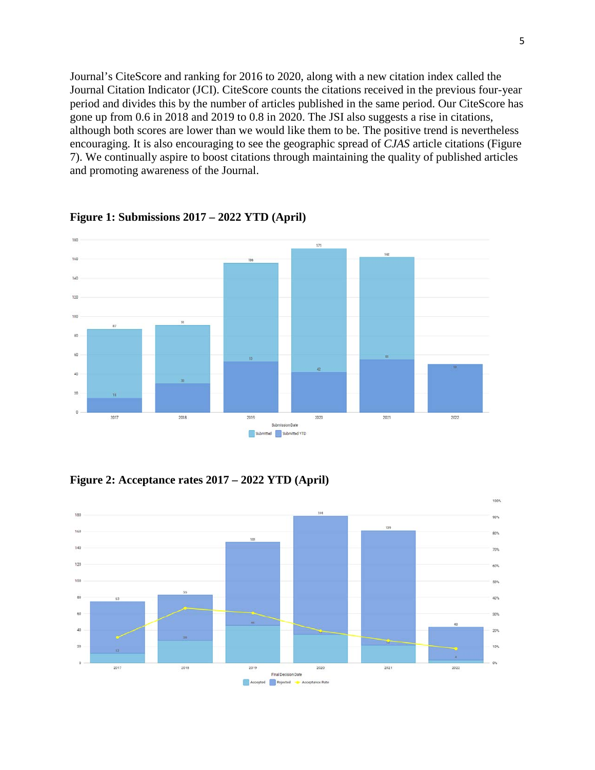Journal's CiteScore and ranking for 2016 to 2020, along with a new citation index called the Journal Citation Indicator (JCI). CiteScore counts the citations received in the previous four-year period and divides this by the number of articles published in the same period. Our CiteScore has gone up from 0.6 in 2018 and 2019 to 0.8 in 2020. The JSI also suggests a rise in citations, although both scores are lower than we would like them to be. The positive trend is nevertheless encouraging. It is also encouraging to see the geographic spread of *CJAS* article citations (Figure 7). We continually aspire to boost citations through maintaining the quality of published articles and promoting awareness of the Journal.

**Figure 1: Submissions 2017 – 2022 YTD (April)**

**Figure 2: Acceptance rates 2017 – 2022 YTD (April)**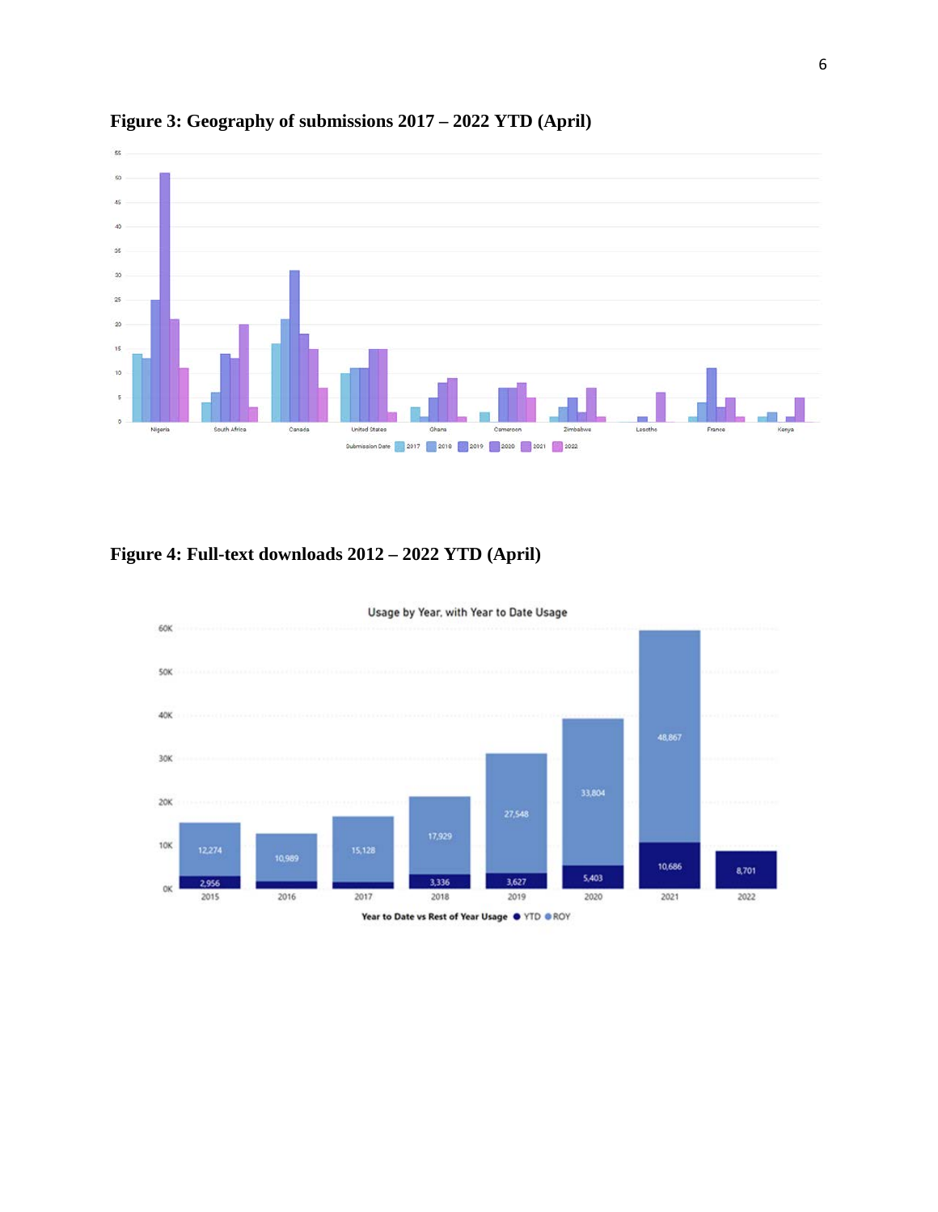**Figure 3: Geography of submissions 2017 – 2022 YTD (April)**

**Figure 4: Full-text downloads 2012 – 2022 YTD (April)**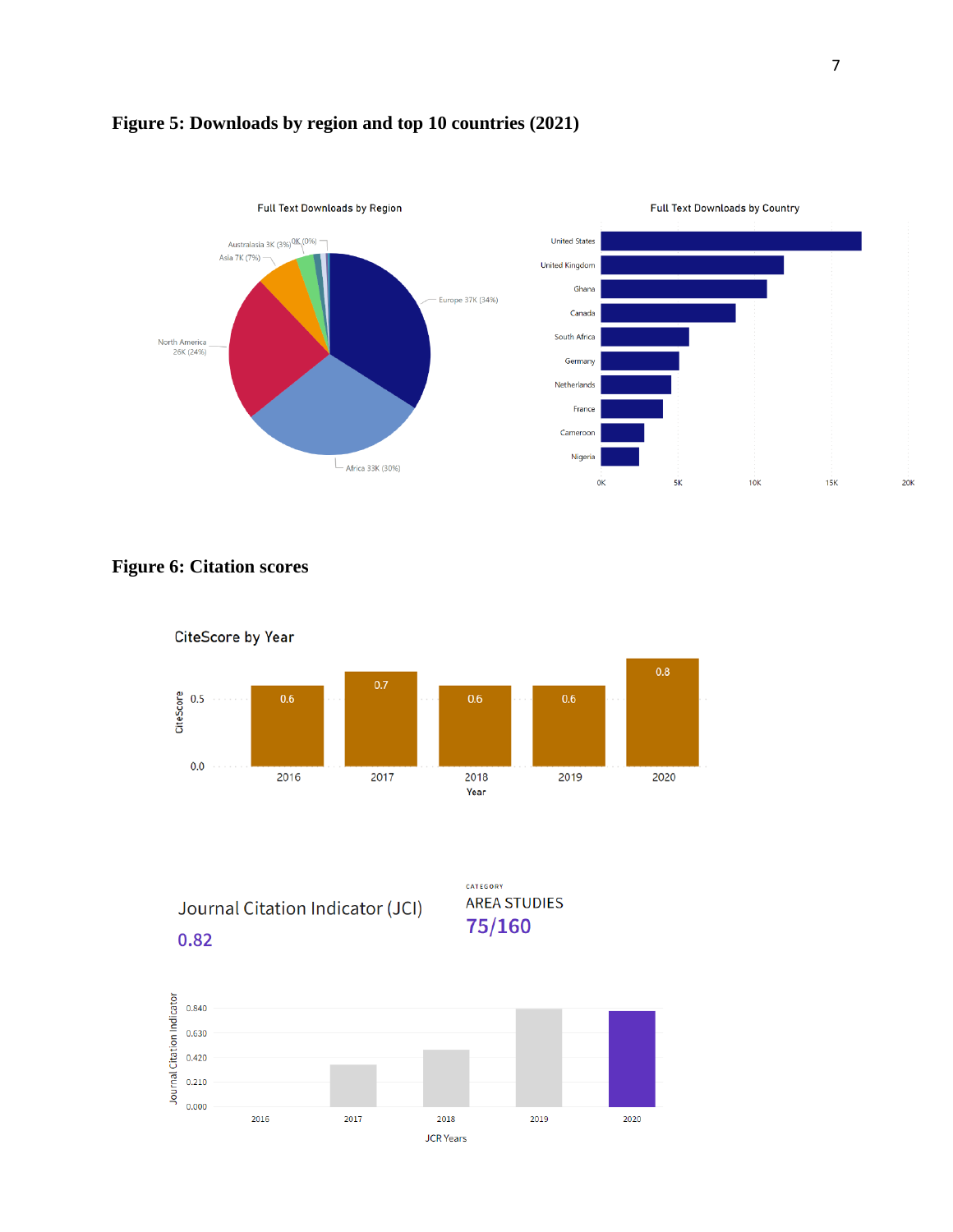**Figure 5: Downloads by region and top 10 countries (2021)**

Full Text Downloads by Region

Australasia 3K (3%) 0K (0%)
Asia 7K (7%)
Europe 37K (34%)
North America 26K (24%)
Africa 33K (30%)

Full Text Downloads by Country

United States
United Kingdom
Ghana
Canada
South Africa
Germany
Netherlands
France
Cameroon
Nigeria

0K 5K 10K 15K 20K

**Figure 6: Citation scores**

CiteScore by Year

| Year | CiteScore |
|---|---|
| 2016 | 0.6 |
| 2017 | 0.7 |
| 2018 | 0.6 |
| 2019 | 0.6 |
| 2020 | 0.8 |

Journal Citation Indicator (JCI)

0.82

CATEGORY

AREA STUDIES

75/160

Journal Citation Indicator

0.840
0.630
0.420
0.210
0.000

2016 2017 2018 2019 2020

JCR Years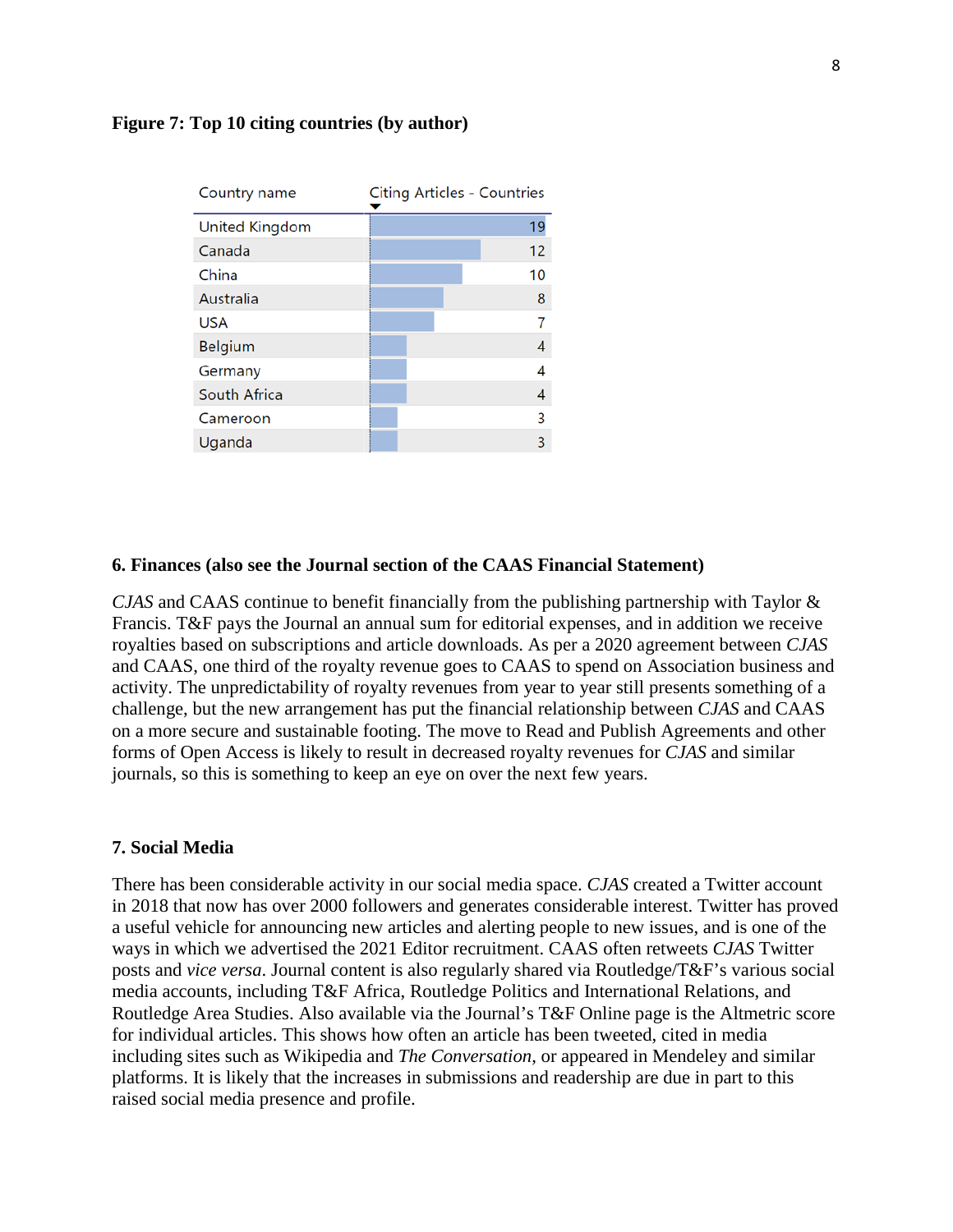**Figure 7: Top 10 citing countries (by author)**

| Country name | Citing Articles - Countries |
|---|---|
| United Kingdom | 19 |
| Canada | 12 |
| China | 10 |
| Australia | 8 |
| USA | 7 |
| Belgium | 4 |
| Germany | 4 |
| South Africa | 4 |
| Cameroon | 3 |
| Uganda | 3 |

## 6. Finances (also see the Journal section of the CAAS Financial Statement)

*CJAS* and CAAS continue to benefit financially from the publishing partnership with Taylor & Francis. T&F pays the Journal an annual sum for editorial expenses, and in addition we receive royalties based on subscriptions and article downloads. As per a 2020 agreement between *CJAS* and CAAS, one third of the royalty revenue goes to CAAS to spend on Association business and activity. The unpredictability of royalty revenues from year to year still presents something of a challenge, but the new arrangement has put the financial relationship between *CJAS* and CAAS on a more secure and sustainable footing. The move to Read and Publish Agreements and other forms of Open Access is likely to result in decreased royalty revenues for *CJAS* and similar journals, so this is something to keep an eye on over the next few years.

## 7. Social Media

There has been considerable activity in our social media space. *CJAS* created a Twitter account in 2018 that now has over 2000 followers and generates considerable interest. Twitter has proved a useful vehicle for announcing new articles and alerting people to new issues, and is one of the ways in which we advertised the 2021 Editor recruitment. CAAS often retweets *CJAS* Twitter posts and *vice versa*. Journal content is also regularly shared via Routledge/T&F's various social media accounts, including T&F Africa, Routledge Politics and International Relations, and Routledge Area Studies. Also available via the Journal's T&F Online page is the Altmetric score for individual articles. This shows how often an article has been tweeted, cited in media including sites such as Wikipedia and *The Conversation*, or appeared in Mendeley and similar platforms. It is likely that the increases in submissions and readership are due in part to this raised social media presence and profile.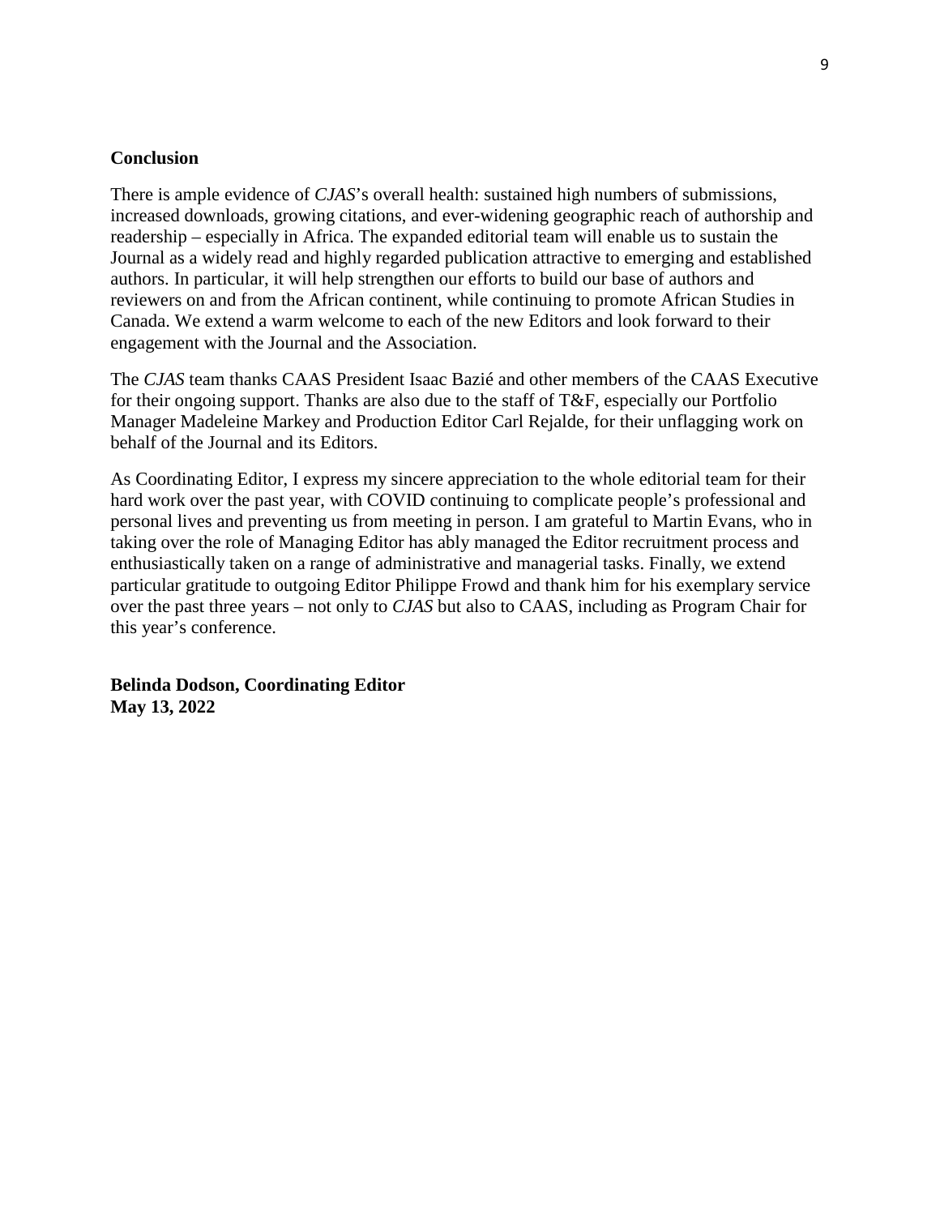## Conclusion

There is ample evidence of *CJAS*'s overall health: sustained high numbers of submissions, increased downloads, growing citations, and ever-widening geographic reach of authorship and readership – especially in Africa. The expanded editorial team will enable us to sustain the Journal as a widely read and highly regarded publication attractive to emerging and established authors. In particular, it will help strengthen our efforts to build our base of authors and reviewers on and from the African continent, while continuing to promote African Studies in Canada. We extend a warm welcome to each of the new Editors and look forward to their engagement with the Journal and the Association.

The *CJAS* team thanks CAAS President Isaac Bazié and other members of the CAAS Executive for their ongoing support. Thanks are also due to the staff of T&F, especially our Portfolio Manager Madeleine Markey and Production Editor Carl Rejalde, for their unflagging work on behalf of the Journal and its Editors.

As Coordinating Editor, I express my sincere appreciation to the whole editorial team for their hard work over the past year, with COVID continuing to complicate people's professional and personal lives and preventing us from meeting in person. I am grateful to Martin Evans, who in taking over the role of Managing Editor has ably managed the Editor recruitment process and enthusiastically taken on a range of administrative and managerial tasks. Finally, we extend particular gratitude to outgoing Editor Philippe Frowd and thank him for his exemplary service over the past three years – not only to *CJAS* but also to CAAS, including as Program Chair for this year's conference.

**Belinda Dodson, Coordinating Editor**
**May 13, 2022**